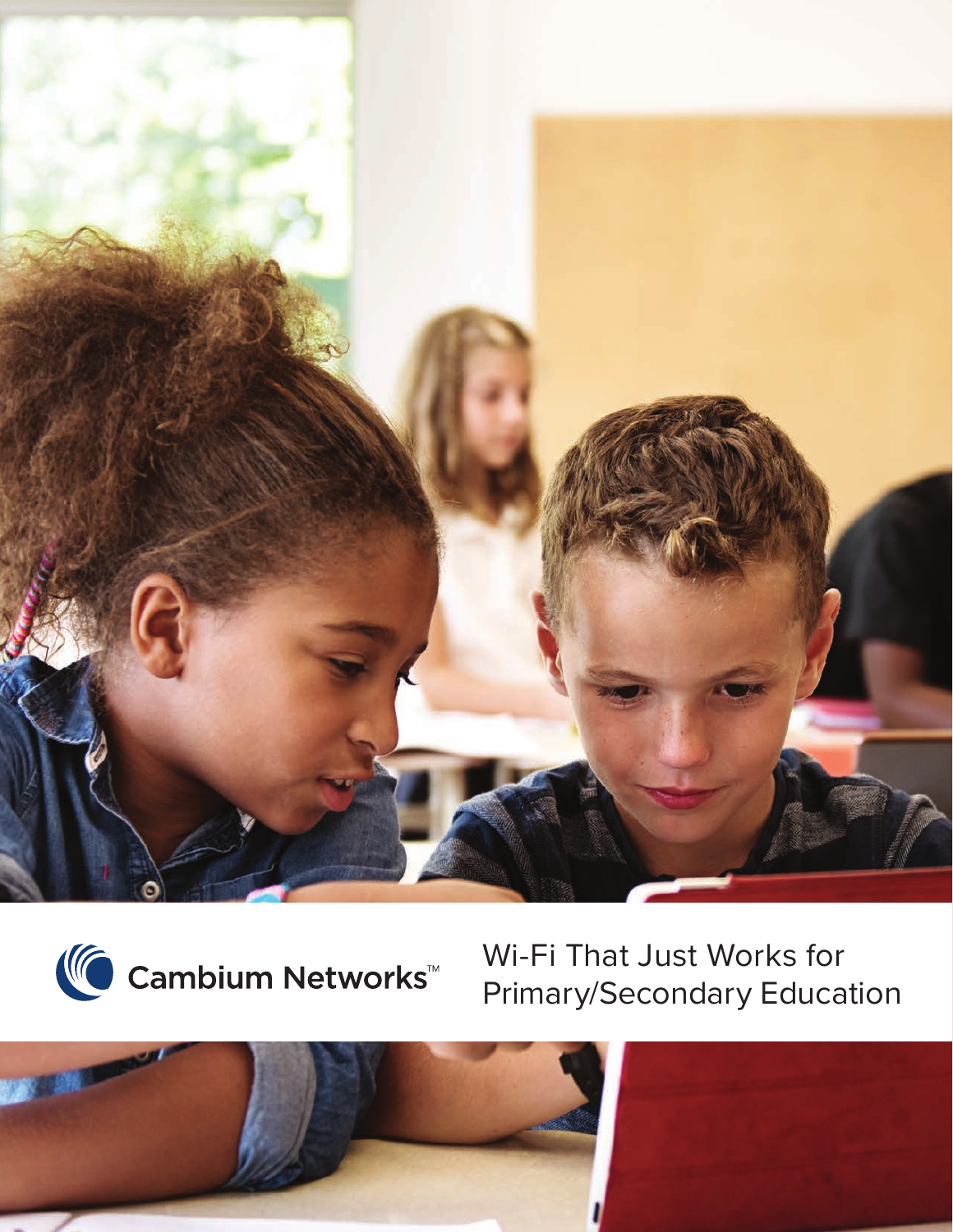Cambium Networks™

# Wi-Fi That Just Works for Primary/Secondary Education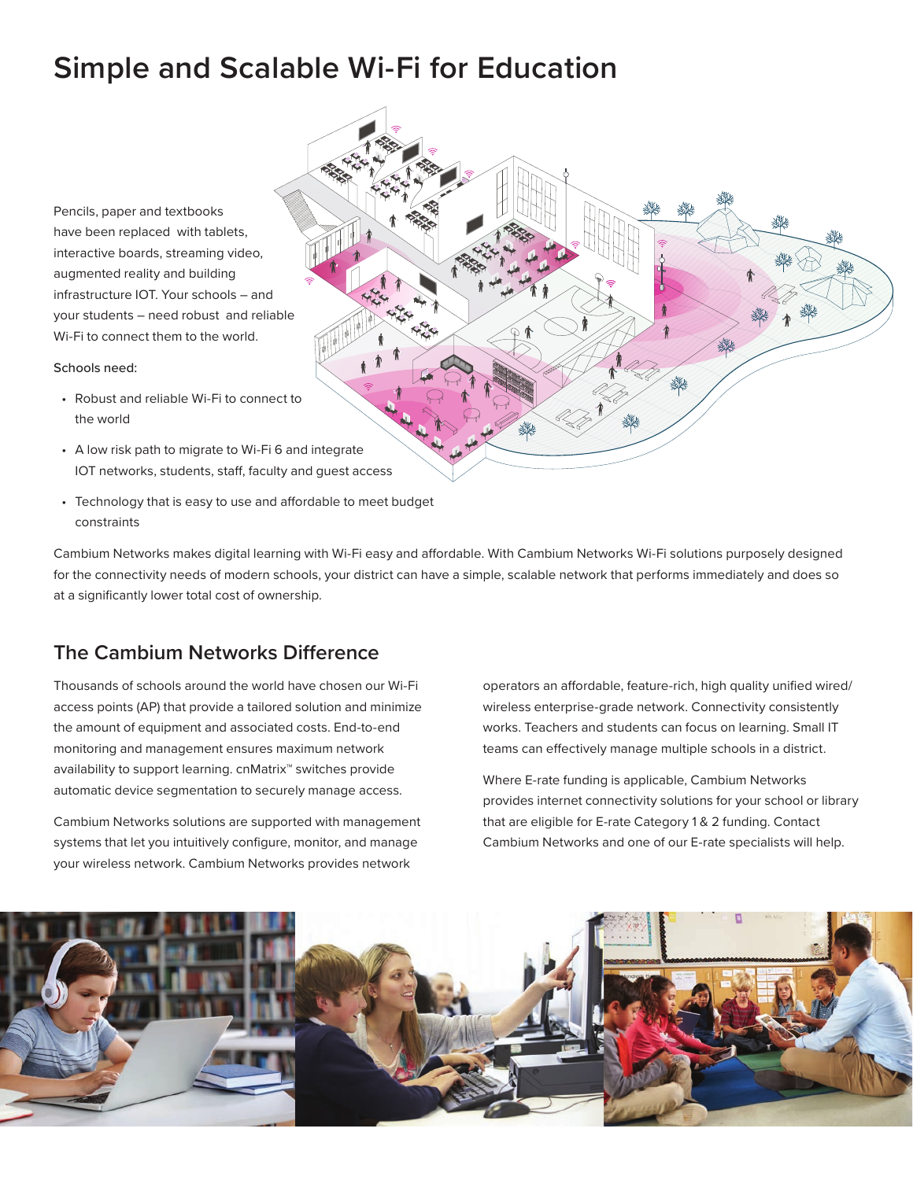# Simple and Scalable Wi-Fi for Education

Pencils, paper and textbooks have been replaced with tablets, interactive boards, streaming video, augmented reality and building infrastructure IOT. Your schools – and your students – need robust and reliable Wi-Fi to connect them to the world.

Schools need:

- Robust and reliable Wi-Fi to connect to the world
- A low risk path to migrate to Wi-Fi 6 and integrate IOT networks, students, staff, faculty and guest access
- Technology that is easy to use and affordable to meet budget constraints

Cambium Networks makes digital learning with Wi-Fi easy and affordable. With Cambium Networks Wi-Fi solutions purposely designed for the connectivity needs of modern schools, your district can have a simple, scalable network that performs immediately and does so at a significantly lower total cost of ownership.

## The Cambium Networks Difference

Thousands of schools around the world have chosen our Wi-Fi access points (AP) that provide a tailored solution and minimize the amount of equipment and associated costs. End-to-end monitoring and management ensures maximum network availability to support learning. cnMatrix™ switches provide automatic device segmentation to securely manage access.

Cambium Networks solutions are supported with management systems that let you intuitively configure, monitor, and manage your wireless network. Cambium Networks provides network operators an affordable, feature-rich, high quality unified wired/wireless enterprise-grade network. Connectivity consistently works. Teachers and students can focus on learning. Small IT teams can effectively manage multiple schools in a district.

Where E-rate funding is applicable, Cambium Networks provides internet connectivity solutions for your school or library that are eligible for E-rate Category 1 & 2 funding. Contact Cambium Networks and one of our E-rate specialists will help.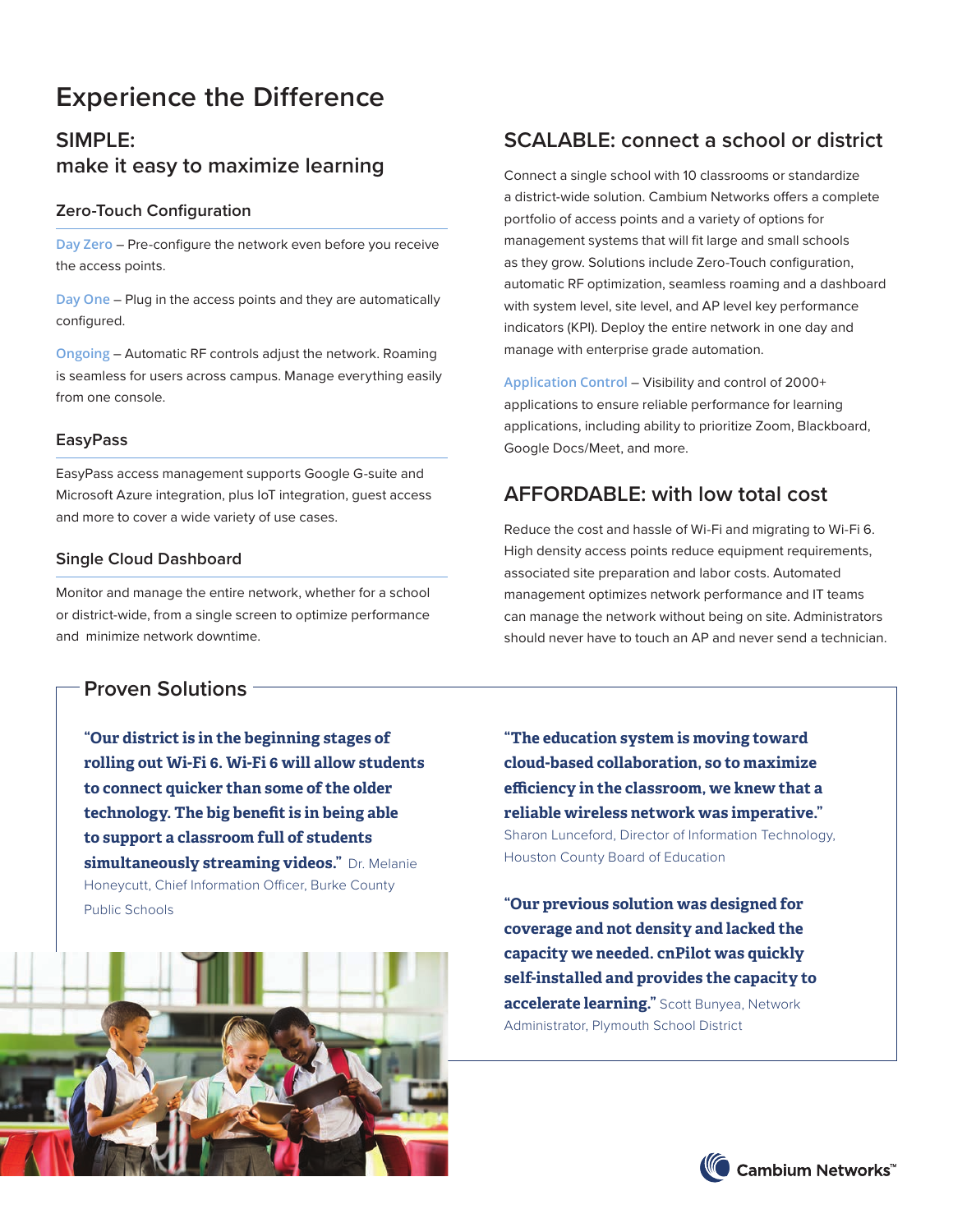# Experience the Difference

## SIMPLE: make it easy to maximize learning

### Zero-Touch Configuration

**Day Zero** – Pre-configure the network even before you receive the access points.

**Day One** – Plug in the access points and they are automatically configured.

**Ongoing** – Automatic RF controls adjust the network. Roaming is seamless for users across campus. Manage everything easily from one console.

### EasyPass

EasyPass access management supports Google G-suite and Microsoft Azure integration, plus IoT integration, guest access and more to cover a wide variety of use cases.

### Single Cloud Dashboard

Monitor and manage the entire network, whether for a school or district-wide, from a single screen to optimize performance and minimize network downtime.

## SCALABLE: connect a school or district

Connect a single school with 10 classrooms or standardize a district-wide solution. Cambium Networks offers a complete portfolio of access points and a variety of options for management systems that will fit large and small schools as they grow. Solutions include Zero-Touch configuration, automatic RF optimization, seamless roaming and a dashboard with system level, site level, and AP level key performance indicators (KPI). Deploy the entire network in one day and manage with enterprise grade automation.

**Application Control** – Visibility and control of 2000+ applications to ensure reliable performance for learning applications, including ability to prioritize Zoom, Blackboard, Google Docs/Meet, and more.

## AFFORDABLE: with low total cost

Reduce the cost and hassle of Wi-Fi and migrating to Wi-Fi 6. High density access points reduce equipment requirements, associated site preparation and labor costs. Automated management optimizes network performance and IT teams can manage the network without being on site. Administrators should never have to touch an AP and never send a technician.

## Proven Solutions

**"Our district is in the beginning stages of rolling out Wi-Fi 6. Wi-Fi 6 will allow students to connect quicker than some of the older technology. The big benefit is in being able to support a classroom full of students simultaneously streaming videos."** Dr. Melanie Honeycutt, Chief Information Officer, Burke County Public Schools

**"The education system is moving toward cloud-based collaboration, so to maximize efficiency in the classroom, we knew that a reliable wireless network was imperative."** Sharon Lunceford, Director of Information Technology, Houston County Board of Education

**"Our previous solution was designed for coverage and not density and lacked the capacity we needed. cnPilot was quickly self-installed and provides the capacity to accelerate learning."** Scott Bunyea, Network Administrator, Plymouth School District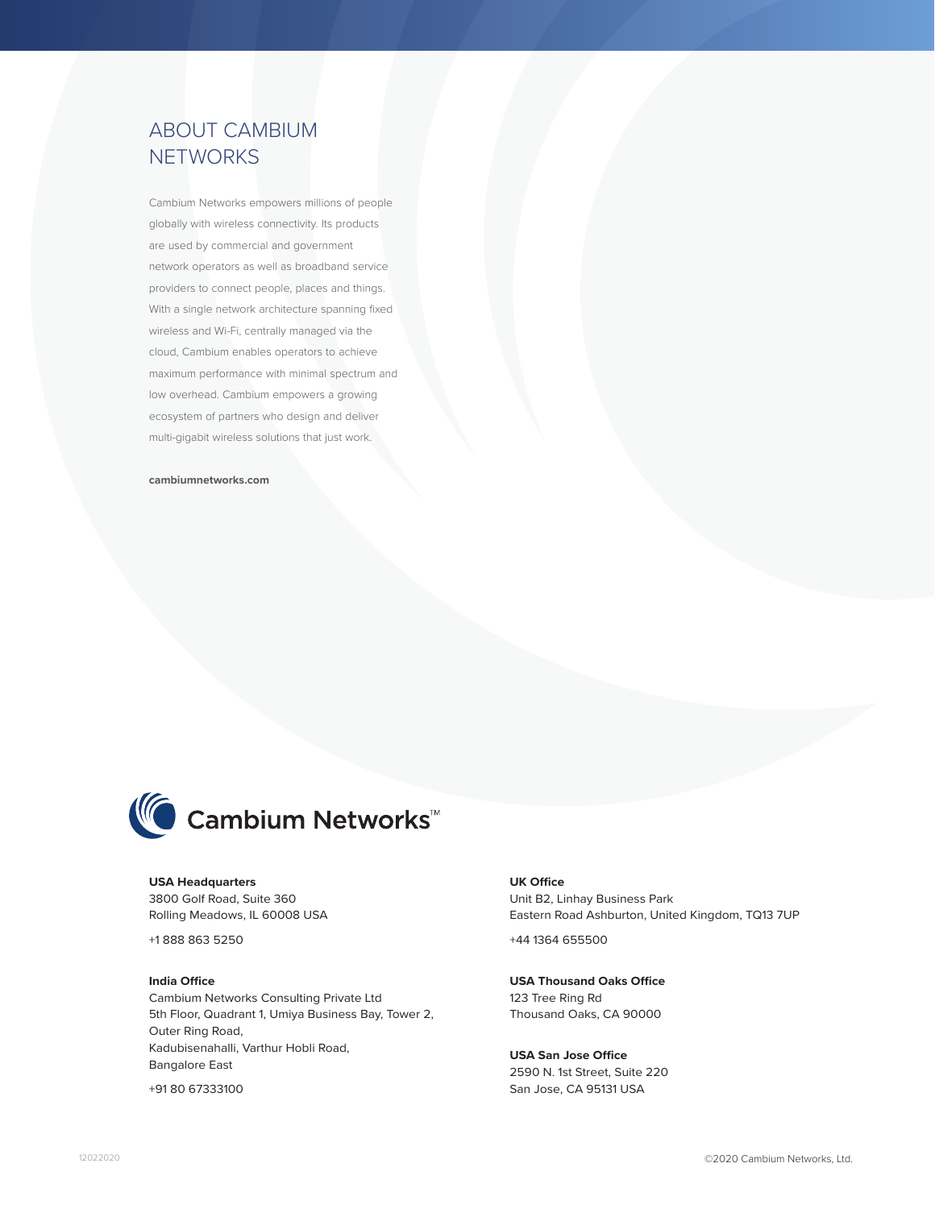## ABOUT CAMBIUM NETWORKS

Cambium Networks empowers millions of people globally with wireless connectivity. Its products are used by commercial and government network operators as well as broadband service providers to connect people, places and things. With a single network architecture spanning fixed wireless and Wi-Fi, centrally managed via the cloud, Cambium enables operators to achieve maximum performance with minimal spectrum and low overhead. Cambium empowers a growing ecosystem of partners who design and deliver multi-gigabit wireless solutions that just work.

**cambiumnetworks.com**

Cambium Networks™

**USA Headquarters**
3800 Golf Road, Suite 360
Rolling Meadows, IL 60008 USA

+1 888 863 5250

**India Office**
Cambium Networks Consulting Private Ltd
5th Floor, Quadrant 1, Umiya Business Bay, Tower 2,
Outer Ring Road,
Kadubisenahalli, Varthur Hobli Road,
Bangalore East

+91 80 67333100

**UK Office**
Unit B2, Linhay Business Park
Eastern Road Ashburton, United Kingdom, TQ13 7UP

+44 1364 655500

**USA Thousand Oaks Office**
123 Tree Ring Rd
Thousand Oaks, CA 90000

**USA San Jose Office**
2590 N. 1st Street, Suite 220
San Jose, CA 95131 USA

12022020

©2020 Cambium Networks, Ltd.